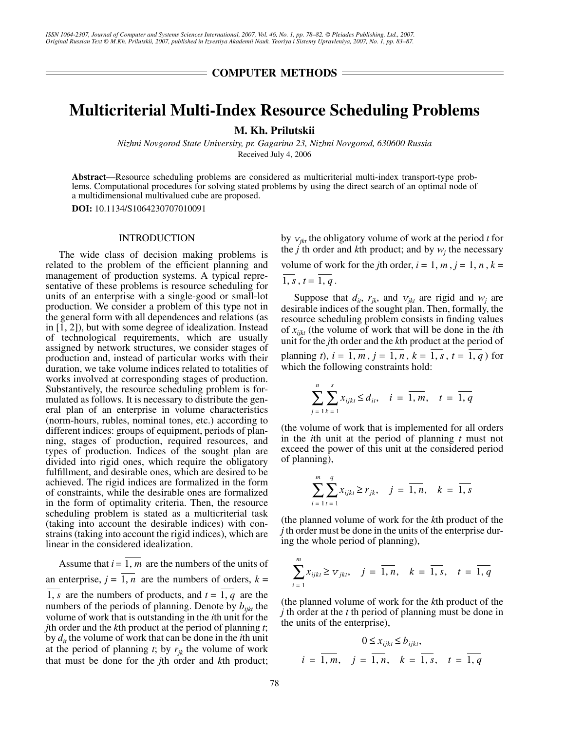## COMPUTER METHODS

# Multicriterial Multi-Index Resource Scheduling Problems

**M. Kh. Prilutskii**

*Nizhni Novgorod State University, pr. Gagarina 23, Nizhni Novgorod, 630600 Russia*

Received July 4, 2006

**Abstract**—Resource scheduling problems are considered as multicriterial multi-index transport-type problems. Computational procedures for solving stated problems by using the direct search of an optimal node of a multidimensional multivalued cube are proposed.

**DOI:** 10.1134/S1064230707010091

## INTRODUCTION

The wide class of decision making problems is related to the problem of the efficient planning and management of production systems. A typical representative of these problems is resource scheduling for units of an enterprise with a single-good or small-lot production. We consider a problem of this type not in the general form with all dependences and relations (as in [1, 2]), but with some degree of idealization. Instead of technological requirements, which are usually assigned by network structures, we consider stages of production and, instead of particular works with their duration, we take volume indices related to totalities of works involved at corresponding stages of production. Substantively, the resource scheduling problem is formulated as follows. It is necessary to distribute the general plan of an enterprise in volume characteristics (norm-hours, rubles, nominal tones, etc.) according to different indices: groups of equipment, periods of planning, stages of production, required resources, and types of production. Indices of the sought plan are divided into rigid ones, which require the obligatory fulfillment, and desirable ones, which are desired to be achieved. The rigid indices are formalized in the form of constraints, while the desirable ones are formalized in the form of optimality criteria. Then, the resource scheduling problem is stated as a multicriterial task (taking into account the desirable indices) with constrains (taking into account the rigid indices), which are linear in the considered idealization.

Assume that $i = \overline{1, m}$ are the numbers of the units of an enterprise, $j = \overline{1, n}$ are the numbers of orders, $k = \overline{1, s}$ are the numbers of products, and $t = \overline{1, q}$ are the numbers of the periods of planning. Denote by $b_{ijkt}$ the volume of work that is outstanding in the $i$th unit for the $j$th order and the $k$th product at the period of planning $t$; by $d_{it}$ the volume of work that can be done in the $i$th unit at the period of planning $t$; by $r_{jk}$ the volume of work that must be done for the $j$th order and $k$th product; by $v_{jkt}$ the obligatory volume of work at the period $t$ for the $j$ th order and $k$th product; and by $w_j$ the necessary volume of work for the $j$th order, $i = \overline{1, m}$, $j = \overline{1, n}$, $k = \overline{1, s}$, $t = \overline{1, q}$.

Suppose that $d_{it}$, $r_{jk}$, and $v_{jkt}$ are rigid and $w_j$ are desirable indices of the sought plan. Then, formally, the resource scheduling problem consists in finding values of $x_{ijkt}$ (the volume of work that will be done in the $i$th unit for the $j$th order and the $k$th product at the period of planning $t$), $i = \overline{1, m}$, $j = \overline{1, n}$, $k = \overline{1, s}$, $t = \overline{1, q}$) for which the following constraints hold:

$$\sum_{j=1}^{n}\sum_{k=1}^{s} x_{ijkt} \le d_{it}, \quad i = \overline{1, m}, \quad t = \overline{1, q}$$

(the volume of work that is implemented for all orders in the $i$th unit at the period of planning $t$ must not exceed the power of this unit at the considered period of planning),

$$\sum_{i=1}^{m}\sum_{t=1}^{q} x_{ijkt} \ge r_{jk}, \quad j = \overline{1, n}, \quad k = \overline{1, s}$$

(the planned volume of work for the $k$th product of the $j$ th order must be done in the units of the enterprise during the whole period of planning),

$$\sum_{i=1}^{m} x_{ijkt} \ge v_{jkt}, \quad j = \overline{1, n}, \quad k = \overline{1, s}, \quad t = \overline{1, q}$$

(the planned volume of work for the $k$th product of the $j$ th order at the $t$ th period of planning must be done in the units of the enterprise),

$$0 \le x_{ijkt} \le b_{ijkt},$$

$$i = \overline{1, m}, \quad j = \overline{1, n}, \quad k = \overline{1, s}, \quad t = \overline{1, q}$$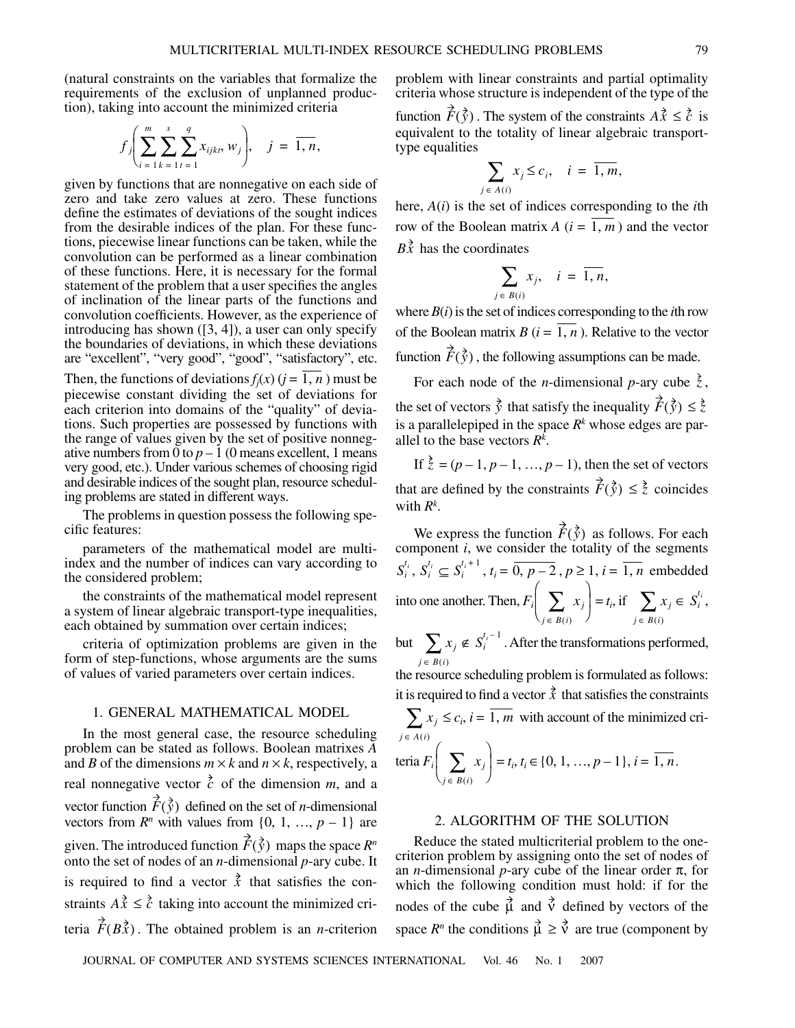(natural constraints on the variables that formalize the requirements of the exclusion of unplanned production), taking into account the minimized criteria

$$f_j\left(\sum_{i=1}^{m}\sum_{k=1}^{s}\sum_{t=1}^{q}x_{ijkt}, w_j\right), \quad j = \overline{1, n},$$

given by functions that are nonnegative on each side of zero and take zero values at zero. These functions define the estimates of deviations of the sought indices from the desirable indices of the plan. For these functions, piecewise linear functions can be taken, while the convolution can be performed as a linear combination of these functions. Here, it is necessary for the formal statement of the problem that a user specifies the angles of inclination of the linear parts of the functions and convolution coefficients. However, as the experience of introducing has shown ([3, 4]), a user can only specify the boundaries of deviations, in which these deviations are "excellent", "very good", "good", "satisfactory", etc. Then, the functions of deviations $f_j(x)$ ($j = \overline{1, n}$) must be piecewise constant dividing the set of deviations for each criterion into domains of the "quality" of deviations. Such properties are possessed by functions with the range of values given by the set of positive nonnegative numbers from 0 to $p - 1$ (0 means excellent, 1 means very good, etc.). Under various schemes of choosing rigid and desirable indices of the sought plan, resource scheduling problems are stated in different ways.

The problems in question possess the following specific features:

parameters of the mathematical model are multi-index and the number of indices can vary according to the considered problem;

the constraints of the mathematical model represent a system of linear algebraic transport-type inequalities, each obtained by summation over certain indices;

criteria of optimization problems are given in the form of step-functions, whose arguments are the sums of values of varied parameters over certain indices.

## 1. GENERAL MATHEMATICAL MODEL

In the most general case, the resource scheduling problem can be stated as follows. Boolean matrixes $A$ and $B$ of the dimensions $m \times k$ and $n \times k$, respectively, a real nonnegative vector $\vec{c}$ of the dimension $m$, and a vector function $\vec{F}(\vec{y})$ defined on the set of $n$-dimensional vectors from $R^n$ with values from $\{0, 1, \ldots, p - 1\}$ are given. The introduced function $\vec{F}(\vec{y})$ maps the space $R^n$ onto the set of nodes of an $n$-dimensional $p$-ary cube. It is required to find a vector $\vec{x}$ that satisfies the constraints $A\vec{x} \le \vec{c}$ taking into account the minimized criteria $\vec{F}(B\vec{x})$. The obtained problem is an $n$-criterion problem with linear constraints and partial optimality criteria whose structure is independent of the type of the function $\vec{F}(\vec{y})$. The system of the constraints $A\vec{x} \le \vec{c}$ is equivalent to the totality of linear algebraic transport-type equalities

$$\sum_{j \in A(i)} x_j \le c_i, \quad i = \overline{1, m},$$

here, $A(i)$ is the set of indices corresponding to the $i$th row of the Boolean matrix $A$ ($i = \overline{1, m}$) and the vector $B\vec{x}$ has the coordinates

$$\sum_{j \in B(i)} x_j, \quad i = \overline{1, n},$$

where $B(i)$ is the set of indices corresponding to the $i$th row of the Boolean matrix $B$ ($i = \overline{1, n}$). Relative to the vector function $\vec{F}(\vec{y})$, the following assumptions can be made.

For each node of the $n$-dimensional $p$-ary cube $\vec{z}$, the set of vectors $\vec{y}$ that satisfy the inequality $\vec{F}(\vec{y}) \le \vec{z}$ is a parallelepiped in the space $R^k$ whose edges are parallel to the base vectors $R^k$.

If $\vec{z} = (p - 1, p - 1, \ldots, p - 1)$, then the set of vectors that are defined by the constraints $\vec{F}(\vec{y}) \le \vec{z}$ coincides with $R^k$.

We express the function $\vec{F}(\vec{y})$ as follows. For each component $i$, we consider the totality of the segments $S_i^{t_i}$, $S_i^{t_i} \subseteq S_i^{t_i+1}$, $t_i = \overline{0, p-2}$, $p \ge 1$, $i = \overline{1, n}$ embedded into one another. Then, $F_i\left(\sum_{j \in B(i)} x_j\right) = t_i$, if $\sum_{j \in B(i)} x_j \in S_i^{t_i}$, but $\sum_{j \in B(i)} x_j \notin S_i^{t_i - 1}$. After the transformations performed, the resource scheduling problem is formulated as follows: it is required to find a vector $\vec{x}$ that satisfies the constraints $\sum_{j \in A(i)} x_j \le c_i$, $i = \overline{1, m}$ with account of the minimized criteria $F_i\left(\sum_{j \in B(i)} x_j\right) = t_i$, $t_i \in \{0, 1, \ldots, p - 1\}$, $i = \overline{1, n}$.

## 2. ALGORITHM OF THE SOLUTION

Reduce the stated multicriterial problem to the one-criterion problem by assigning onto the set of nodes of an $n$-dimensional $p$-ary cube of the linear order $\pi$, for which the following condition must hold: if for the nodes of the cube $\vec{\mu}$ and $\vec{\nu}$ defined by vectors of the space $R^n$ the conditions $\vec{\mu} \ge \vec{\nu}$ are true (component by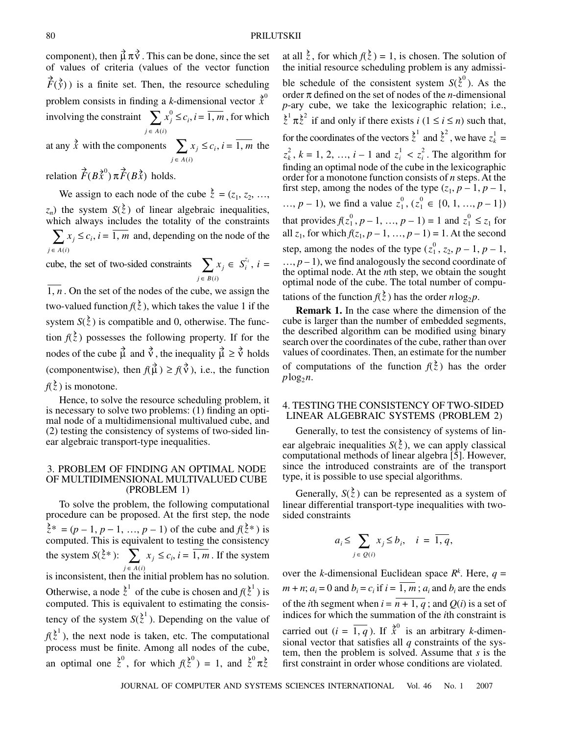component), then $\vec{\mu}\,\pi\,\vec{\nu}$. This can be done, since the set of values of criteria (values of the vector function $\vec{F}(\vec{y})$) is a finite set. Then, the resource scheduling problem consists in finding a $k$-dimensional vector $\vec{x}^0$ involving the constraint $\sum_{j \in A(i)} x_j^0 \le c_i,\ i = \overline{1, m}$, for which at any $\vec{x}$ with the components $\sum_{j \in A(i)} x_j \le c_i,\ i = \overline{1, m}$ the relation $\vec{F}(B\vec{x}^0)\,\pi\,\vec{F}(B\vec{x})$ holds.

We assign to each node of the cube $\vec{z} = (z_1, z_2, \ldots, z_n)$ the system $S(\vec{z})$ of linear algebraic inequalities, which always includes the totality of the constraints $\sum_{j \in A(i)} x_j \le c_i,\ i = \overline{1, m}$ and, depending on the node of the cube, the set of two-sided constraints $\sum_{j \in B(i)} x_j \in S_i^{z_i},\ i = \overline{1, n}$. On the set of the nodes of the cube, we assign the two-valued function $f(\vec{z})$, which takes the value 1 if the system $S(\vec{z})$ is compatible and 0, otherwise. The function $f(\vec{z})$ possesses the following property. If for the nodes of the cube $\vec{\mu}$ and $\vec{\nu}$, the inequality $\vec{\mu} \ge \vec{\nu}$ holds (componentwise), then $f(\vec{\mu}) \ge f(\vec{\nu})$, i.e., the function $f(\vec{z})$ is monotone.

Hence, to solve the resource scheduling problem, it is necessary to solve two problems: (1) finding an optimal node of a multidimensional multivalued cube, and (2) testing the consistency of systems of two-sided linear algebraic transport-type inequalities.

## 3. PROBLEM OF FINDING AN OPTIMAL NODE OF MULTIDIMENSIONAL MULTIVALUED CUBE (PROBLEM 1)

To solve the problem, the following computational procedure can be proposed. At the first step, the node $\vec{z}^* = (p-1, p-1, \ldots, p-1)$ of the cube and $f(\vec{z}^*)$ is computed. This is equivalent to testing the consistency the system $S(\vec{z}^*)$: $\sum_{j \in A(i)} x_j \le c_i,\ i = \overline{1, m}$. If the system is inconsistent, then the initial problem has no solution. Otherwise, a node $\vec{z}^1$ of the cube is chosen and $f(\vec{z}^1)$ is computed. This is equivalent to estimating the consistency of the system $S(\vec{z}^1)$. Depending on the value of $f(\vec{z}^1)$, the next node is taken, etc. The computational process must be finite. Among all nodes of the cube, an optimal one $\vec{z}^0$, for which $f(\vec{z}^0) = 1$, and $\vec{z}^0\,\pi\,\vec{z}$ at all $\vec{z}$, for which $f(\vec{z}) = 1$, is chosen. The solution of the initial resource scheduling problem is any admissible schedule of the consistent system $S(\vec{z}^0)$. As the order $\pi$ defined on the set of nodes of the $n$-dimensional $p$-ary cube, we take the lexicographic relation; i.e., $\vec{z}^1\,\pi\,\vec{z}^2$ if and only if there exists $i$ $(1 \le i \le n)$ such that, for the coordinates of the vectors $\vec{z}^1$ and $\vec{z}^2$, we have $z_k^1 = z_k^2$, $k = 1, 2, \ldots, i-1$ and $z_i^1 < z_i^2$. The algorithm for finding an optimal node of the cube in the lexicographic order for a monotone function consists of $n$ steps. At the first step, among the nodes of the type $(z_1, p-1, p-1, \ldots, p-1)$, we find a value $z_1^0$, $(z_1^0 \in \{0, 1, \ldots, p-1\})$ that provides $f(z_1^0, p-1, \ldots, p-1) = 1$ and $z_1^0 \le z_1$ for all $z_1$, for which $f(z_1, p-1, \ldots, p-1) = 1$. At the second step, among the nodes of the type $(z_1^0, z_2, p-1, p-1, \ldots, p-1)$, we find analogously the second coordinate of the optimal node. At the $n$th step, we obtain the sought optimal node of the cube. The total number of computations of the function $f(\vec{z})$ has the order $n\log_2 p$.

**Remark 1.** In the case where the dimension of the cube is larger than the number of embedded segments, the described algorithm can be modified using binary search over the coordinates of the cube, rather than over values of coordinates. Then, an estimate for the number of computations of the function $f(\vec{z})$ has the order $p\log_2 n$.

## 4. TESTING THE CONSISTENCY OF TWO-SIDED LINEAR ALGEBRAIC SYSTEMS (PROBLEM 2)

Generally, to test the consistency of systems of linear algebraic inequalities $S(\vec{z})$, we can apply classical computational methods of linear algebra [5]. However, since the introduced constraints are of the transport type, it is possible to use special algorithms.

Generally, $S(\vec{z})$ can be represented as a system of linear differential transport-type inequalities with two-sided constraints

$$a_i \le \sum_{j \in Q(i)} x_j \le b_i, \quad i = \overline{1, q},$$

over the $k$-dimensional Euclidean space $R^k$. Here, $q = m + n$; $a_i = 0$ and $b_i = c_i$ if $i = \overline{1, m}$; $a_i$ and $b_i$ are the ends of the $i$th segment when $i = \overline{n+1, q}$; and $Q(i)$ is a set of indices for which the summation of the $i$th constraint is carried out $(i = \overline{1, q})$. If $\vec{x}^0$ is an arbitrary $k$-dimensional vector that satisfies all $q$ constraints of the system, then the problem is solved. Assume that $s$ is the first constraint in order whose conditions are violated.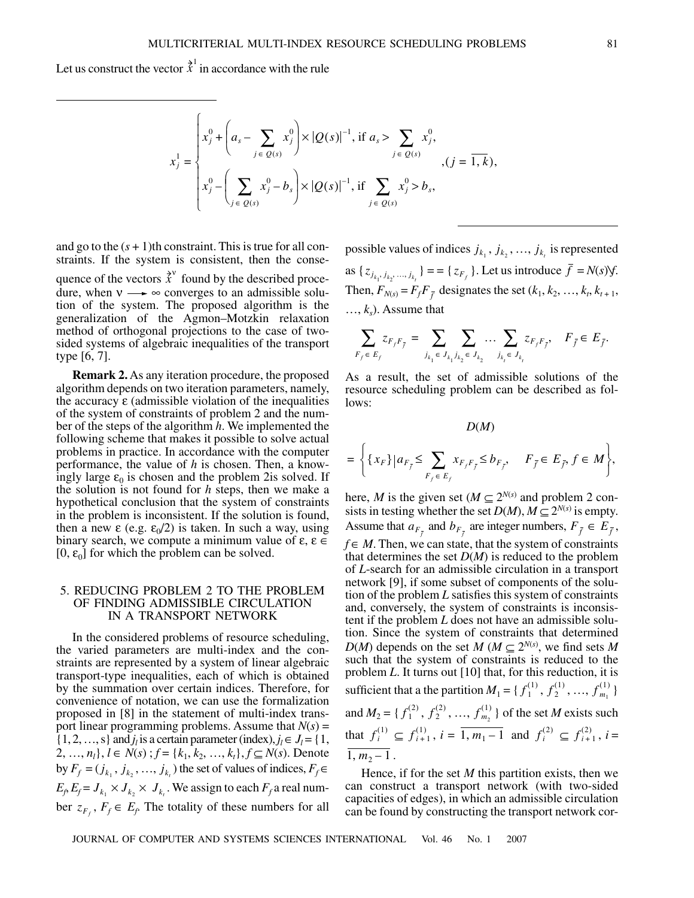Let us construct the vector $\vec{x}^1$ in accordance with the rule

$$x_j^1 = \begin{cases} x_j^0 + \left(a_s - \sum_{j \in Q(s)} x_j^0\right) \times |Q(s)|^{-1}, \text{ if } a_s > \sum_{j \in Q(s)} x_j^0, \\ x_j^0 - \left(\sum_{j \in Q(s)} x_j^0 - b_s\right) \times |Q(s)|^{-1}, \text{ if } \sum_{j \in Q(s)} x_j^0 > b_s, \end{cases} ,(j = \overline{1, k}),$$

and go to the $(s + 1)$th constraint. This is true for all constraints. If the system is consistent, then the consequence of the vectors $\vec{x}^\nu$ found by the described procedure, when $\nu \longrightarrow \infty$ converges to an admissible solution of the system. The proposed algorithm is the generalization of the Agmon–Motzkin relaxation method of orthogonal projections to the case of two-sided systems of algebraic inequalities of the transport type [6, 7].

**Remark 2.** As any iteration procedure, the proposed algorithm depends on two iteration parameters, namely, the accuracy ε (admissible violation of the inequalities of the system of constraints of problem 2 and the number of the steps of the algorithm $h$. We implemented the following scheme that makes it possible to solve actual problems in practice. In accordance with the computer performance, the value of $h$ is chosen. Then, a knowingly large $\varepsilon_0$ is chosen and the problem 2is solved. If the solution is not found for $h$ steps, then we make a hypothetical conclusion that the system of constraints in the problem is inconsistent. If the solution is found, then a new ε (e.g. $\varepsilon_0/2$) is taken. In such a way, using binary search, we compute a minimum value of ε, $\varepsilon \in [0, \varepsilon_0]$ for which the problem can be solved.

## 5. REDUCING PROBLEM 2 TO THE PROBLEM OF FINDING ADMISSIBLE CIRCULATION IN A TRANSPORT NETWORK

In the considered problems of resource scheduling, the varied parameters are multi-index and the constraints are represented by a system of linear algebraic transport-type inequalities, each of which is obtained by the summation over certain indices. Therefore, for convenience of notation, we can use the formalization proposed in [8] in the statement of multi-index transport linear programming problems. Assume that $N(s) = \{1, 2, \ldots, s\}$ and $j_l$ is a certain parameter (index), $j_l \in J_l = \{1, 2, \ldots, n_l\}$, $l \in N(s)$ ; $f = \{k_1, k_2, \ldots, k_t\}$, $f \subseteq N(s)$. Denote by $F_f = (j_{k_1}, j_{k_2}, \ldots, j_{k_t})$ the set of values of indices, $F_f \in E_f$, $E_f = J_{k_1} \times J_{k_2} \times J_{k_t}$. We assign to each $F_f$ a real number $z_{F_f}$, $F_f \in E_f$. The totality of these numbers for all possible values of indices $j_{k_1}, j_{k_2}, \ldots, j_{k_t}$ is represented as $\{z_{j_{k_1}, j_{k_2}, \ldots, j_{k_t}}\} = = \{z_{F_f}\}$. Let us introduce $\bar{f} = N(s)\backslash f$. Then, $F_{N(s)} = F_f F_{\bar{f}}$ designates the set $(k_1, k_2, \ldots, k_t, k_{t+1}, \ldots, k_s)$. Assume that

$$\sum_{F_f \in E_f} z_{F_f F_{\bar{f}}} = \sum_{j_{k_1} \in J_{k_1}} \sum_{j_{k_2} \in J_{k_2}} \ldots \sum_{j_{k_t} \in J_{k_t}} z_{F_f F_{\bar{f}}}, \quad F_{\bar{f}} \in E_{\bar{f}}.$$

As a result, the set of admissible solutions of the resource scheduling problem can be described as follows:

$$D(M)$$

$$= \left\{ \{x_F\} \middle| a_{F_{\bar{f}}} \le \sum_{F_f \in E_f} x_{F_f F_{\bar{f}}} \le b_{F_{\bar{f}}}, \quad F_{\bar{f}} \in E_{\bar{f}}, f \in M \right\},$$

here, $M$ is the given set ($M \subseteq 2^{N(s)}$ and problem 2 consists in testing whether the set $D(M)$, $M \subseteq 2^{N(s)}$ is empty. Assume that $a_{F_{\bar{f}}}$ and $b_{F_{\bar{f}}}$ are integer numbers, $F_{\bar{f}} \in E_{\bar{f}}$, $f \in M$. Then, we can state, that the system of constraints that determines the set $D(M)$ is reduced to the problem of $L$-search for an admissible circulation in a transport network [9], if some subset of components of the solution of the problem $L$ satisfies this system of constraints and, conversely, the system of constraints is inconsistent if the problem $L$ does not have an admissible solution. Since the system of constraints that determined $D(M)$ depends on the set $M$ ($M \subseteq 2^{N(s)}$, we find sets $M$ such that the system of constraints is reduced to the problem $L$. It turns out [10] that, for this reduction, it is sufficient that a the partition $M_1 = \{f_1^{(1)}, f_2^{(1)}, \ldots, f_{m_1}^{(1)}\}$ and $M_2 = \{f_1^{(2)}, f_2^{(2)}, \ldots, f_{m_2}^{(1)}\}$ of the set $M$ exists such that $f_i^{(1)} \subseteq f_{i+1}^{(1)}$, $i = \overline{1, m_1 - 1}$ and $f_i^{(2)} \subseteq f_{i+1}^{(2)}$, $i = \overline{1, m_2 - 1}$.

Hence, if for the set $M$ this partition exists, then we can construct a transport network (with two-sided capacities of edges), in which an admissible circulation can be found by constructing the transport network cor-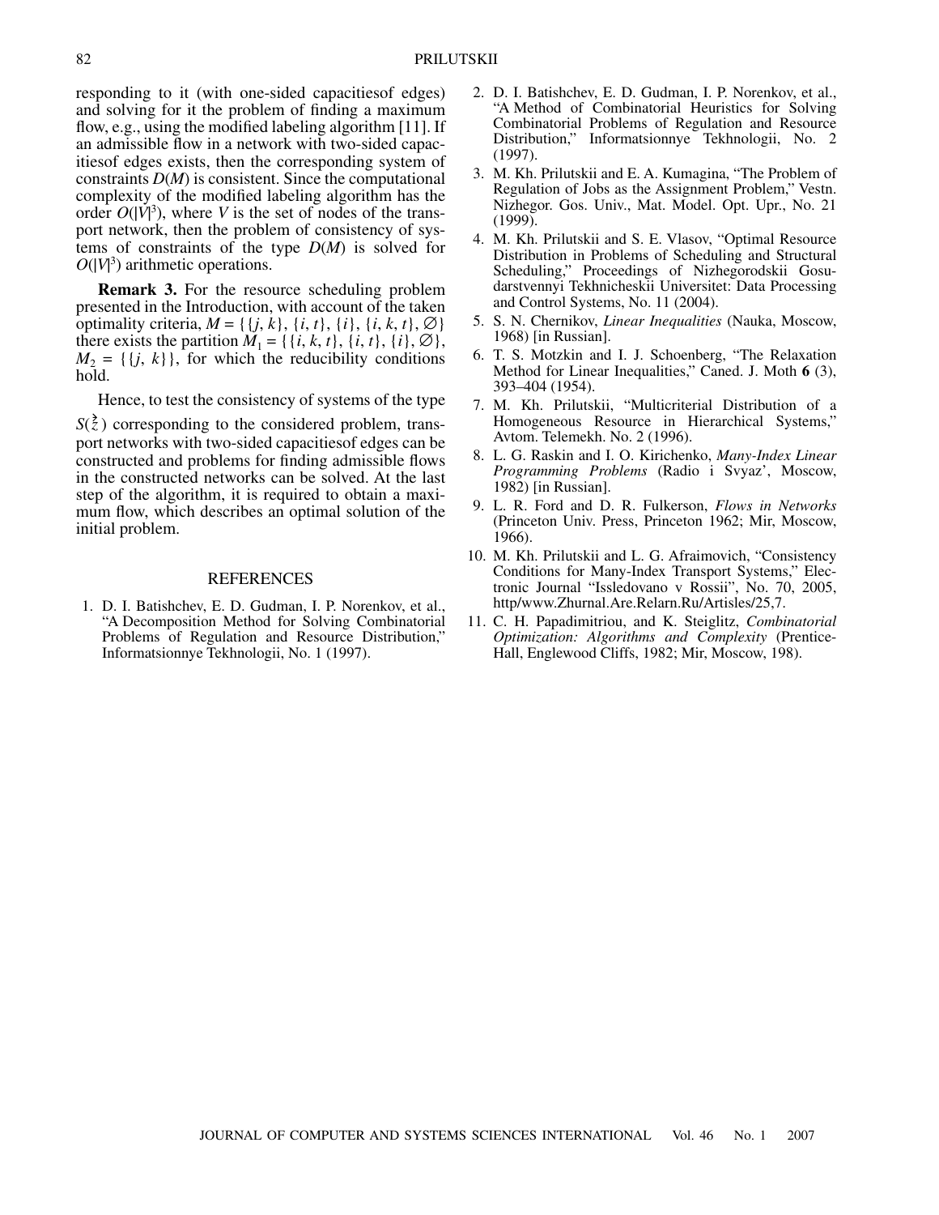responding to it (with one-sided capacitiesof edges) and solving for it the problem of finding a maximum flow, e.g., using the modified labeling algorithm [11]. If an admissible flow in a network with two-sided capacitiesof edges exists, then the corresponding system of constraints $D(M)$ is consistent. Since the computational complexity of the modified labeling algorithm has the order $O(|V|^3)$, where $V$ is the set of nodes of the transport network, then the problem of consistency of systems of constraints of the type $D(M)$ is solved for $O(|V|^3)$ arithmetic operations.

**Remark 3.** For the resource scheduling problem presented in the Introduction, with account of the taken optimality criteria, $M = \{\{j, k\}, \{i, t\}, \{i\}, \{i, k, t\}, \varnothing\}$ there exists the partition $M_1 = \{\{i, k, t\}, \{i, t\}, \{i\}, \varnothing\}$, $M_2 = \{\{j, k\}\}$, for which the reducibility conditions hold.

Hence, to test the consistency of systems of the type $S(\vec{z})$ corresponding to the considered problem, transport networks with two-sided capacitiesof edges can be constructed and problems for finding admissible flows in the constructed networks can be solved. At the last step of the algorithm, it is required to obtain a maximum flow, which describes an optimal solution of the initial problem.

## REFERENCES

1. D. I. Batishchev, E. D. Gudman, I. P. Norenkov, et al., "A Decomposition Method for Solving Combinatorial Problems of Regulation and Resource Distribution," Informatsionnye Tekhnologii, No. 1 (1997).
2. D. I. Batishchev, E. D. Gudman, I. P. Norenkov, et al., "A Method of Combinatorial Heuristics for Solving Combinatorial Problems of Regulation and Resource Distribution," Informatsionnye Tekhnologii, No. 2 (1997).
3. M. Kh. Prilutskii and E. A. Kumagina, "The Problem of Regulation of Jobs as the Assignment Problem," Vestn. Nizhegor. Gos. Univ., Mat. Model. Opt. Upr., No. 21 (1999).
4. M. Kh. Prilutskii and S. E. Vlasov, "Optimal Resource Distribution in Problems of Scheduling and Structural Scheduling," Proceedings of Nizhegorodskii Gosudarstvennyi Tekhnicheskii Universitet: Data Processing and Control Systems, No. 11 (2004).
5. S. N. Chernikov, *Linear Inequalities* (Nauka, Moscow, 1968) [in Russian].
6. T. S. Motzkin and I. J. Schoenberg, "The Relaxation Method for Linear Inequalities," Caned. J. Moth **6** (3), 393–404 (1954).
7. M. Kh. Prilutskii, "Multicriterial Distribution of a Homogeneous Resource in Hierarchical Systems," Avtom. Telemekh. No. 2 (1996).
8. L. G. Raskin and I. O. Kirichenko, *Many-Index Linear Programming Problems* (Radio i Svyaz', Moscow, 1982) [in Russian].
9. L. R. Ford and D. R. Fulkerson, *Flows in Networks* (Princeton Univ. Press, Princeton 1962; Mir, Moscow, 1966).
10. M. Kh. Prilutskii and L. G. Afraimovich, "Consistency Conditions for Many-Index Transport Systems," Electronic Journal "Issledovano v Rossii", No. 70, 2005, http/www.Zhurnal.Are.Relarn.Ru/Artisles/25,7.
11. C. H. Papadimitriou, and K. Steiglitz, *Combinatorial Optimization: Algorithms and Complexity* (Prentice-Hall, Englewood Cliffs, 1982; Mir, Moscow, 198).